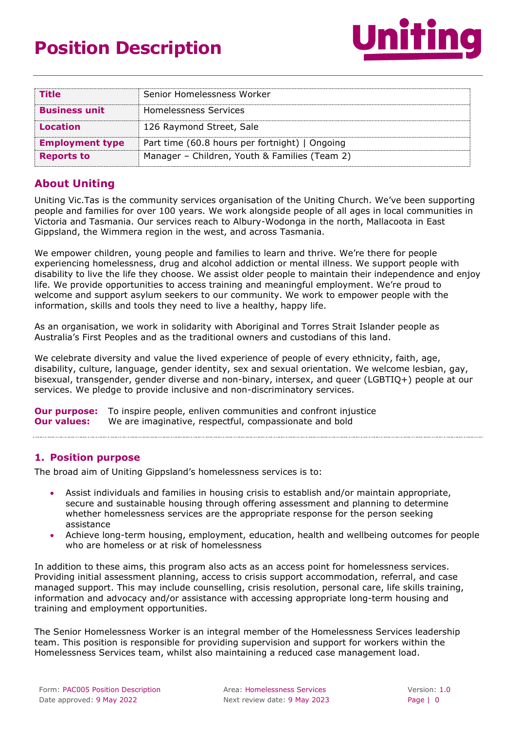# Position Description

| | |
|---|---|
| **Title** | Senior Homelessness Worker |
| **Business unit** | Homelessness Services |
| **Location** | 126 Raymond Street, Sale |
| **Employment type** | Part time (60.8 hours per fortnight) \| Ongoing |
| **Reports to** | Manager – Children, Youth & Families (Team 2) |

## About Uniting

Uniting Vic.Tas is the community services organisation of the Uniting Church. We've been supporting people and families for over 100 years. We work alongside people of all ages in local communities in Victoria and Tasmania. Our services reach to Albury-Wodonga in the north, Mallacoota in East Gippsland, the Wimmera region in the west, and across Tasmania.

We empower children, young people and families to learn and thrive. We're there for people experiencing homelessness, drug and alcohol addiction or mental illness. We support people with disability to live the life they choose. We assist older people to maintain their independence and enjoy life. We provide opportunities to access training and meaningful employment. We're proud to welcome and support asylum seekers to our community. We work to empower people with the information, skills and tools they need to live a healthy, happy life.

As an organisation, we work in solidarity with Aboriginal and Torres Strait Islander people as Australia's First Peoples and as the traditional owners and custodians of this land.

We celebrate diversity and value the lived experience of people of every ethnicity, faith, age, disability, culture, language, gender identity, sex and sexual orientation. We welcome lesbian, gay, bisexual, transgender, gender diverse and non-binary, intersex, and queer (LGBTIQ+) people at our services. We pledge to provide inclusive and non-discriminatory services.

**Our purpose:** To inspire people, enliven communities and confront injustice
**Our values:** We are imaginative, respectful, compassionate and bold

## 1. Position purpose

The broad aim of Uniting Gippsland's homelessness services is to:

- Assist individuals and families in housing crisis to establish and/or maintain appropriate, secure and sustainable housing through offering assessment and planning to determine whether homelessness services are the appropriate response for the person seeking assistance
- Achieve long-term housing, employment, education, health and wellbeing outcomes for people who are homeless or at risk of homelessness

In addition to these aims, this program also acts as an access point for homelessness services. Providing initial assessment planning, access to crisis support accommodation, referral, and case managed support. This may include counselling, crisis resolution, personal care, life skills training, information and advocacy and/or assistance with accessing appropriate long-term housing and training and employment opportunities.

The Senior Homelessness Worker is an integral member of the Homelessness Services leadership team. This position is responsible for providing supervision and support for workers within the Homelessness Services team, whilst also maintaining a reduced case management load.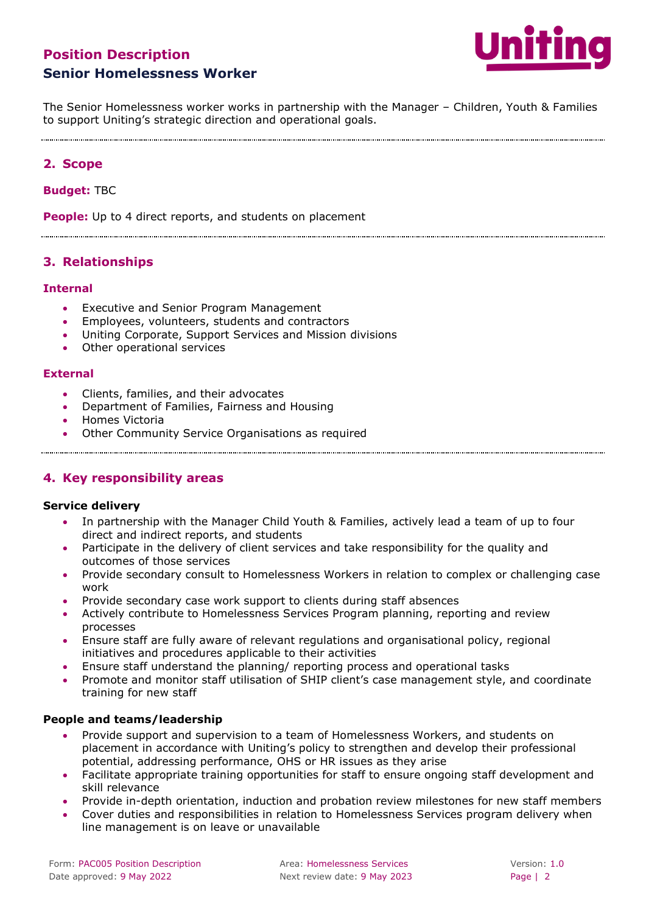# Position Description

## Senior Homelessness Worker

The Senior Homelessness worker works in partnership with the Manager – Children, Youth & Families to support Uniting's strategic direction and operational goals.

## 2. Scope

**Budget:** TBC

**People:** Up to 4 direct reports, and students on placement

## 3. Relationships

### Internal

- Executive and Senior Program Management
- Employees, volunteers, students and contractors
- Uniting Corporate, Support Services and Mission divisions
- Other operational services

### External

- Clients, families, and their advocates
- Department of Families, Fairness and Housing
- Homes Victoria
- Other Community Service Organisations as required

## 4. Key responsibility areas

**Service delivery**

- In partnership with the Manager Child Youth & Families, actively lead a team of up to four direct and indirect reports, and students
- Participate in the delivery of client services and take responsibility for the quality and outcomes of those services
- Provide secondary consult to Homelessness Workers in relation to complex or challenging case work
- Provide secondary case work support to clients during staff absences
- Actively contribute to Homelessness Services Program planning, reporting and review processes
- Ensure staff are fully aware of relevant regulations and organisational policy, regional initiatives and procedures applicable to their activities
- Ensure staff understand the planning/ reporting process and operational tasks
- Promote and monitor staff utilisation of SHIP client's case management style, and coordinate training for new staff

**People and teams/leadership**

- Provide support and supervision to a team of Homelessness Workers, and students on placement in accordance with Uniting's policy to strengthen and develop their professional potential, addressing performance, OHS or HR issues as they arise
- Facilitate appropriate training opportunities for staff to ensure ongoing staff development and skill relevance
- Provide in-depth orientation, induction and probation review milestones for new staff members
- Cover duties and responsibilities in relation to Homelessness Services program delivery when line management is on leave or unavailable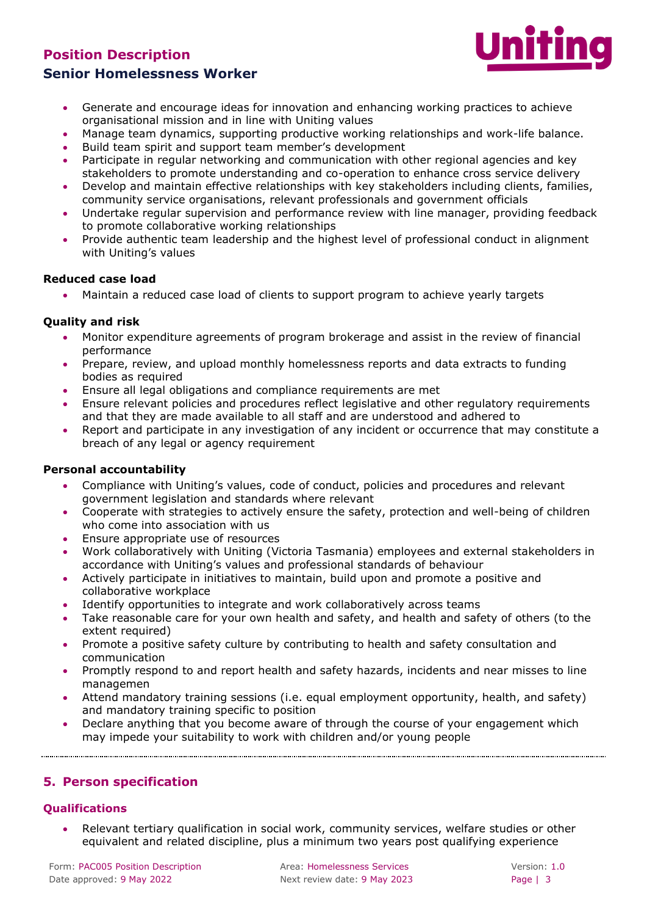- Generate and encourage ideas for innovation and enhancing working practices to achieve organisational mission and in line with Uniting values
- Manage team dynamics, supporting productive working relationships and work-life balance.
- Build team spirit and support team member's development
- Participate in regular networking and communication with other regional agencies and key stakeholders to promote understanding and co-operation to enhance cross service delivery
- Develop and maintain effective relationships with key stakeholders including clients, families, community service organisations, relevant professionals and government officials
- Undertake regular supervision and performance review with line manager, providing feedback to promote collaborative working relationships
- Provide authentic team leadership and the highest level of professional conduct in alignment with Uniting's values

**Reduced case load**

- Maintain a reduced case load of clients to support program to achieve yearly targets

**Quality and risk**

- Monitor expenditure agreements of program brokerage and assist in the review of financial performance
- Prepare, review, and upload monthly homelessness reports and data extracts to funding bodies as required
- Ensure all legal obligations and compliance requirements are met
- Ensure relevant policies and procedures reflect legislative and other regulatory requirements and that they are made available to all staff and are understood and adhered to
- Report and participate in any investigation of any incident or occurrence that may constitute a breach of any legal or agency requirement

**Personal accountability**

- Compliance with Uniting's values, code of conduct, policies and procedures and relevant government legislation and standards where relevant
- Cooperate with strategies to actively ensure the safety, protection and well-being of children who come into association with us
- Ensure appropriate use of resources
- Work collaboratively with Uniting (Victoria Tasmania) employees and external stakeholders in accordance with Uniting's values and professional standards of behaviour
- Actively participate in initiatives to maintain, build upon and promote a positive and collaborative workplace
- Identify opportunities to integrate and work collaboratively across teams
- Take reasonable care for your own health and safety, and health and safety of others (to the extent required)
- Promote a positive safety culture by contributing to health and safety consultation and communication
- Promptly respond to and report health and safety hazards, incidents and near misses to line managemen
- Attend mandatory training sessions (i.e. equal employment opportunity, health, and safety) and mandatory training specific to position
- Declare anything that you become aware of through the course of your engagement which may impede your suitability to work with children and/or young people

## 5. Person specification

### Qualifications

- Relevant tertiary qualification in social work, community services, welfare studies or other equivalent and related discipline, plus a minimum two years post qualifying experience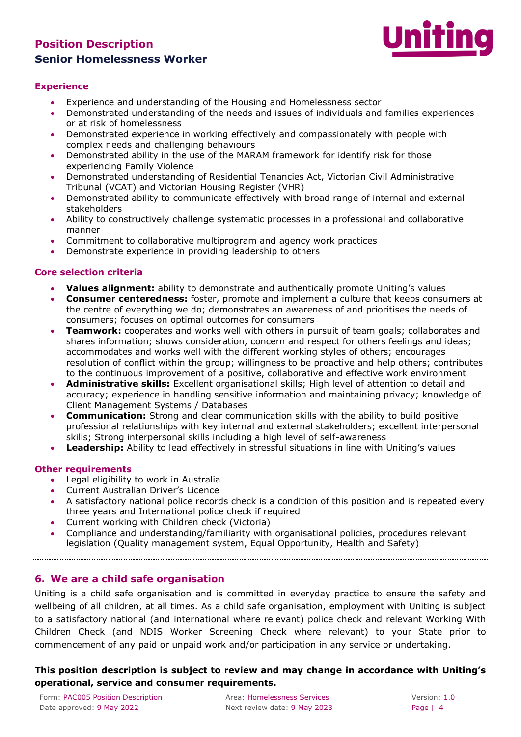### Experience

- Experience and understanding of the Housing and Homelessness sector
- Demonstrated understanding of the needs and issues of individuals and families experiences or at risk of homelessness
- Demonstrated experience in working effectively and compassionately with people with complex needs and challenging behaviours
- Demonstrated ability in the use of the MARAM framework for identify risk for those experiencing Family Violence
- Demonstrated understanding of Residential Tenancies Act, Victorian Civil Administrative Tribunal (VCAT) and Victorian Housing Register (VHR)
- Demonstrated ability to communicate effectively with broad range of internal and external stakeholders
- Ability to constructively challenge systematic processes in a professional and collaborative manner
- Commitment to collaborative multiprogram and agency work practices
- Demonstrate experience in providing leadership to others

### Core selection criteria

- **Values alignment:** ability to demonstrate and authentically promote Uniting's values
- **Consumer centeredness:** foster, promote and implement a culture that keeps consumers at the centre of everything we do; demonstrates an awareness of and prioritises the needs of consumers; focuses on optimal outcomes for consumers
- **Teamwork:** cooperates and works well with others in pursuit of team goals; collaborates and shares information; shows consideration, concern and respect for others feelings and ideas; accommodates and works well with the different working styles of others; encourages resolution of conflict within the group; willingness to be proactive and help others; contributes to the continuous improvement of a positive, collaborative and effective work environment
- **Administrative skills:** Excellent organisational skills; High level of attention to detail and accuracy; experience in handling sensitive information and maintaining privacy; knowledge of Client Management Systems / Databases
- **Communication:** Strong and clear communication skills with the ability to build positive professional relationships with key internal and external stakeholders; excellent interpersonal skills; Strong interpersonal skills including a high level of self-awareness
- **Leadership:** Ability to lead effectively in stressful situations in line with Uniting's values

### Other requirements

- Legal eligibility to work in Australia
- Current Australian Driver's Licence
- A satisfactory national police records check is a condition of this position and is repeated every three years and International police check if required
- Current working with Children check (Victoria)
- Compliance and understanding/familiarity with organisational policies, procedures relevant legislation (Quality management system, Equal Opportunity, Health and Safety)

## 6. We are a child safe organisation

Uniting is a child safe organisation and is committed in everyday practice to ensure the safety and wellbeing of all children, at all times. As a child safe organisation, employment with Uniting is subject to a satisfactory national (and international where relevant) police check and relevant Working With Children Check (and NDIS Worker Screening Check where relevant) to your State prior to commencement of any paid or unpaid work and/or participation in any service or undertaking.

**This position description is subject to review and may change in accordance with Uniting's operational, service and consumer requirements.**

Form: PAC005 Position Description | Area: Homelessness Services | Version: 1.0
Date approved: 9 May 2022 | Next review date: 9 May 2023